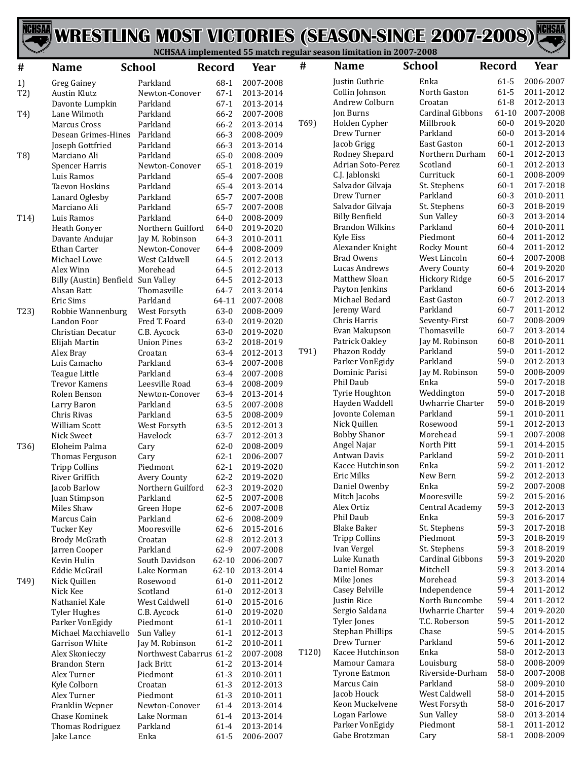# WRESTLING MOST VICTORIES (SEASON-SINCE 2007-2008)

NCHSAA implemented 55 match regular season limitation in 2007-2008

| # | Name | School | Record | Year |
|---|---|---|---|---|
| 1) | Greg Gainey | Parkland | 68-1 | 2007-2008 |
| T2) | Austin Klutz | Newton-Conover | 67-1 | 2013-2014 |
| | Davonte Lumpkin | Parkland | 67-1 | 2013-2014 |
| T4) | Lane Wilmoth | Parkland | 66-2 | 2007-2008 |
| | Marcus Cross | Parkland | 66-2 | 2013-2014 |
| | Desean Grimes-Hines | Parkland | 66-3 | 2008-2009 |
| | Joseph Gottfried | Parkland | 66-3 | 2013-2014 |
| T8) | Marciano Ali | Parkland | 65-0 | 2008-2009 |
| | Spencer Harris | Newton-Conover | 65-1 | 2018-2019 |
| | Luis Ramos | Parkland | 65-4 | 2007-2008 |
| | Taevon Hoskins | Parkland | 65-4 | 2013-2014 |
| | Lanard Oglesby | Parkland | 65-7 | 2007-2008 |
| | Marciano Ali | Parkland | 65-7 | 2007-2008 |
| T14) | Luis Ramos | Parkland | 64-0 | 2008-2009 |
| | Heath Gonyer | Northern Guilford | 64-0 | 2019-2020 |
| | Davante Andujar | Jay M. Robinson | 64-3 | 2010-2011 |
| | Ethan Carter | Newton-Conover | 64-4 | 2008-2009 |
| | Michael Lowe | West Caldwell | 64-5 | 2012-2013 |
| | Alex Winn | Morehead | 64-5 | 2012-2013 |
| | Billy (Austin) Benfield | Sun Valley | 64-5 | 2012-2013 |
| | Ahsan Batt | Thomasville | 64-7 | 2013-2014 |
| | Eric Sims | Parkland | 64-11 | 2007-2008 |
| T23) | Robbie Wannenburg | West Forsyth | 63-0 | 2008-2009 |
| | Landon Foor | Fred T. Foard | 63-0 | 2019-2020 |
| | Christian Decatur | C.B. Aycock | 63-0 | 2019-2020 |
| | Elijah Martin | Union Pines | 63-2 | 2018-2019 |
| | Alex Bray | Croatan | 63-4 | 2012-2013 |
| | Luis Camacho | Parkland | 63-4 | 2007-2008 |
| | Teague Little | Parkland | 63-4 | 2007-2008 |
| | Trevor Kamens | Leesville Road | 63-4 | 2008-2009 |
| | Rolen Benson | Newton-Conover | 63-4 | 2013-2014 |
| | Larry Baron | Parkland | 63-5 | 2007-2008 |
| | Chris Rivas | Parkland | 63-5 | 2008-2009 |
| | William Scott | West Forsyth | 63-5 | 2012-2013 |
| | Nick Sweet | Havelock | 63-7 | 2012-2013 |
| T36) | Eloheim Palma | Cary | 62-0 | 2008-2009 |
| | Thomas Ferguson | Cary | 62-1 | 2006-2007 |
| | Tripp Collins | Piedmont | 62-1 | 2019-2020 |
| | River Griffith | Avery County | 62-2 | 2019-2020 |
| | Jacob Barlow | Northern Guilford | 62-3 | 2019-2020 |
| | Juan Stimpson | Parkland | 62-5 | 2007-2008 |
| | Miles Shaw | Green Hope | 62-6 | 2007-2008 |
| | Marcus Cain | Parkland | 62-6 | 2008-2009 |
| | Tucker Key | Mooresville | 62-6 | 2015-2016 |
| | Brody McGrath | Croatan | 62-8 | 2012-2013 |
| | Jarren Cooper | Parkland | 62-9 | 2007-2008 |
| | Kevin Hulin | South Davidson | 62-10 | 2006-2007 |
| | Eddie McGrail | Lake Norman | 62-10 | 2013-2014 |
| T49) | Nick Quillen | Rosewood | 61-0 | 2011-2012 |
| | Nick Kee | Scotland | 61-0 | 2012-2013 |
| | Nathaniel Kale | West Caldwell | 61-0 | 2015-2016 |
| | Tyler Hughes | C.B. Aycock | 61-0 | 2019-2020 |
| | Parker VonEgidy | Piedmont | 61-1 | 2010-2011 |
| | Michael Macchiavello | Sun Valley | 61-1 | 2012-2013 |
| | Garrison White | Jay M. Robinson | 61-2 | 2010-2011 |
| | Alex Skonieczy | Northwest Cabarrus | 61-2 | 2007-2008 |
| | Brandon Stern | Jack Britt | 61-2 | 2013-2014 |
| | Alex Turner | Piedmont | 61-3 | 2010-2011 |
| | Kyle Colborn | Croatan | 61-3 | 2012-2013 |
| | Alex Turner | Piedmont | 61-3 | 2010-2011 |
| | Franklin Wepner | Newton-Conover | 61-4 | 2013-2014 |
| | Chase Kominek | Lake Norman | 61-4 | 2013-2014 |
| | Thomas Rodriguez | Parkland | 61-4 | 2013-2014 |
| | Jake Lance | Enka | 61-5 | 2006-2007 |
| | Justin Guthrie | Enka | 61-5 | 2006-2007 |
| | Collin Johnson | North Gaston | 61-5 | 2011-2012 |
| | Andrew Colburn | Croatan | 61-8 | 2012-2013 |
| | Jon Burns | Cardinal Gibbons | 61-10 | 2007-2008 |
| T69) | Holden Cypher | Millbrook | 60-0 | 2019-2020 |
| | Drew Turner | Parkland | 60-0 | 2013-2014 |
| | Jacob Grigg | East Gaston | 60-1 | 2012-2013 |
| | Rodney Shepard | Northern Durham | 60-1 | 2012-2013 |
| | Adrian Soto-Perez | Scotland | 60-1 | 2012-2013 |
| | C.J. Jablonski | Currituck | 60-1 | 2008-2009 |
| | Salvador Gilvaja | St. Stephens | 60-1 | 2017-2018 |
| | Drew Turner | Parkland | 60-3 | 2010-2011 |
| | Salvador Gilvaja | St. Stephens | 60-3 | 2018-2019 |
| | Billy Benfield | Sun Valley | 60-3 | 2013-2014 |
| | Brandon Wilkins | Parkland | 60-4 | 2010-2011 |
| | Kyle Eiss | Piedmont | 60-4 | 2011-2012 |
| | Alexander Knight | Rocky Mount | 60-4 | 2011-2012 |
| | Brad Owens | West Lincoln | 60-4 | 2007-2008 |
| | Lucas Andrews | Avery County | 60-4 | 2019-2020 |
| | Matthew Sloan | Hickory Ridge | 60-5 | 2016-2017 |
| | Payton Jenkins | Parkland | 60-6 | 2013-2014 |
| | Michael Bedard | East Gaston | 60-7 | 2012-2013 |
| | Jeremy Ward | Parkland | 60-7 | 2011-2012 |
| | Chris Harris | Seventy-First | 60-7 | 2008-2009 |
| | Evan Makupson | Thomasville | 60-7 | 2013-2014 |
| | Patrick Oakley | Jay M. Robinson | 60-8 | 2010-2011 |
| T91) | Phazon Roddy | Parkland | 59-0 | 2011-2012 |
| | Parker VonEgidy | Parkland | 59-0 | 2012-2013 |
| | Dominic Parisi | Jay M. Robinson | 59-0 | 2008-2009 |
| | Phil Daub | Enka | 59-0 | 2017-2018 |
| | Tyrie Houghton | Weddington | 59-0 | 2017-2018 |
| | Hayden Waddell | Uwharrie Charter | 59-0 | 2018-2019 |
| | Jovonte Coleman | Parkland | 59-1 | 2010-2011 |
| | Nick Quillen | Rosewood | 59-1 | 2012-2013 |
| | Bobby Shanor | Morehead | 59-1 | 2007-2008 |
| | Angel Najar | North Pitt | 59-1 | 2014-2015 |
| | Antwan Davis | Parkland | 59-2 | 2010-2011 |
| | Kacee Hutchinson | Enka | 59-2 | 2011-2012 |
| | Eric Milks | New Bern | 59-2 | 2012-2013 |
| | Daniel Owenby | Enka | 59-2 | 2007-2008 |
| | Mitch Jacobs | Mooresville | 59-2 | 2015-2016 |
| | Alex Ortiz | Central Academy | 59-3 | 2012-2013 |
| | Phil Daub | Enka | 59-3 | 2016-2017 |
| | Blake Baker | St. Stephens | 59-3 | 2017-2018 |
| | Tripp Collins | Piedmont | 59-3 | 2018-2019 |
| | Ivan Vergel | St. Stephens | 59-3 | 2018-2019 |
| | Luke Kunath | Cardinal Gibbons | 59-3 | 2019-2020 |
| | Daniel Bomar | Mitchell | 59-3 | 2013-2014 |
| | Mike Jones | Morehead | 59-3 | 2013-2014 |
| | Casey Belville | Independence | 59-4 | 2011-2012 |
| | Justin Rice | North Buncombe | 59-4 | 2011-2012 |
| | Sergio Saldana | Uwharrie Charter | 59-4 | 2019-2020 |
| | Tyler Jones | T.C. Roberson | 59-5 | 2011-2012 |
| | Stephan Phillips | Chase | 59-5 | 2014-2015 |
| | Drew Turner | Parkland | 59-6 | 2011-2012 |
| T120) | Kacee Hutchinson | Enka | 58-0 | 2012-2013 |
| | Mamour Camara | Louisburg | 58-0 | 2008-2009 |
| | Tyrone Eatmon | Riverside-Durham | 58-0 | 2007-2008 |
| | Marcus Cain | Parkland | 58-0 | 2009-2010 |
| | Jacob Houck | West Caldwell | 58-0 | 2014-2015 |
| | Keon Muckelvene | West Forsyth | 58-0 | 2016-2017 |
| | Logan Farlowe | Sun Valley | 58-0 | 2013-2014 |
| | Parker VonEgidy | Piedmont | 58-1 | 2011-2012 |
| | Gabe Brotzman | Cary | 58-1 | 2008-2009 |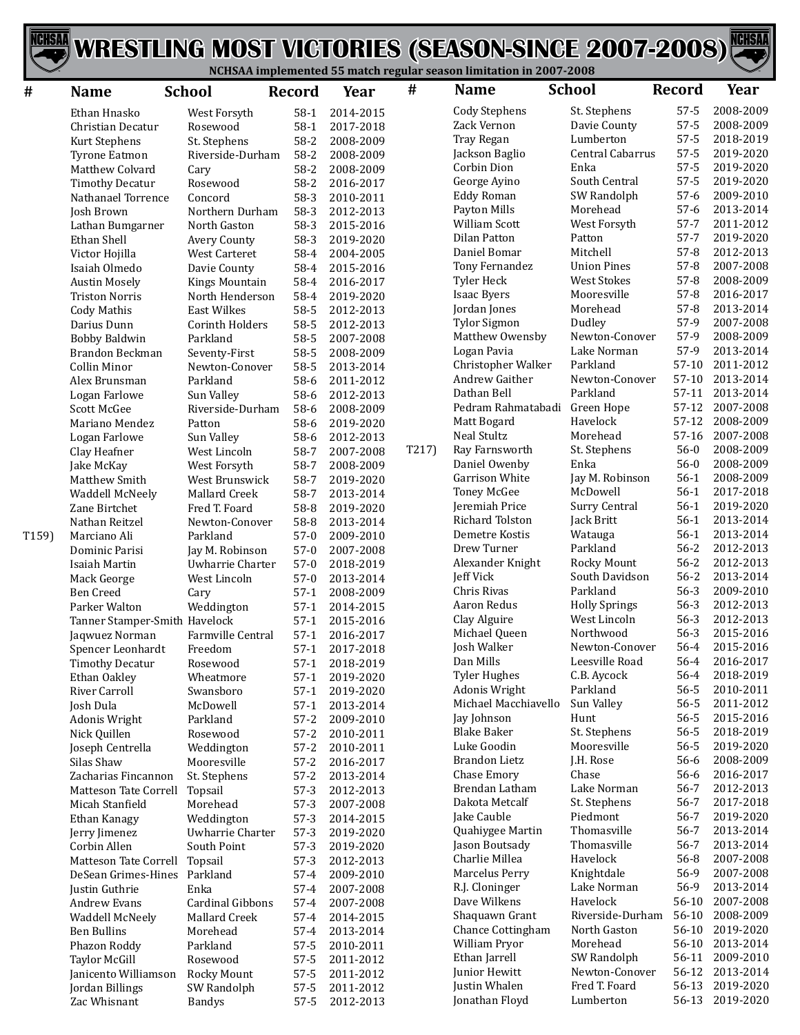# WRESTLING MOST VICTORIES (SEASON-SINCE 2007-2008)

NCHSAA implemented 55 match regular season limitation in 2007-2008

| # | Name | School | Record | Year |
|---|---|---|---|---|
| | Ethan Hnasko | West Forsyth | 58-1 | 2014-2015 |
| | Christian Decatur | Rosewood | 58-1 | 2017-2018 |
| | Kurt Stephens | St. Stephens | 58-2 | 2008-2009 |
| | Tyrone Eatmon | Riverside-Durham | 58-2 | 2008-2009 |
| | Matthew Colvard | Cary | 58-2 | 2008-2009 |
| | Timothy Decatur | Rosewood | 58-2 | 2016-2017 |
| | Nathanael Torrence | Concord | 58-3 | 2010-2011 |
| | Josh Brown | Northern Durham | 58-3 | 2012-2013 |
| | Lathan Bumgarner | North Gaston | 58-3 | 2015-2016 |
| | Ethan Shell | Avery County | 58-3 | 2019-2020 |
| | Victor Hojilla | West Carteret | 58-4 | 2004-2005 |
| | Isaiah Olmedo | Davie County | 58-4 | 2015-2016 |
| | Austin Mosely | Kings Mountain | 58-4 | 2016-2017 |
| | Triston Norris | North Henderson | 58-4 | 2019-2020 |
| | Cody Mathis | East Wilkes | 58-5 | 2012-2013 |
| | Darius Dunn | Corinth Holders | 58-5 | 2012-2013 |
| | Bobby Baldwin | Parkland | 58-5 | 2007-2008 |
| | Brandon Beckman | Seventy-First | 58-5 | 2008-2009 |
| | Collin Minor | Newton-Conover | 58-5 | 2013-2014 |
| | Alex Brunsman | Parkland | 58-6 | 2011-2012 |
| | Logan Farlowe | Sun Valley | 58-6 | 2012-2013 |
| | Scott McGee | Riverside-Durham | 58-6 | 2008-2009 |
| | Mariano Mendez | Patton | 58-6 | 2019-2020 |
| | Logan Farlowe | Sun Valley | 58-6 | 2012-2013 |
| | Clay Heafner | West Lincoln | 58-7 | 2007-2008 |
| | Jake McKay | West Forsyth | 58-7 | 2008-2009 |
| | Matthew Smith | West Brunswick | 58-7 | 2019-2020 |
| | Waddell McNeely | Mallard Creek | 58-7 | 2013-2014 |
| | Zane Birtchet | Fred T. Foard | 58-8 | 2019-2020 |
| | Nathan Reitzel | Newton-Conover | 58-8 | 2013-2014 |
| T159) | Marciano Ali | Parkland | 57-0 | 2009-2010 |
| | Dominic Parisi | Jay M. Robinson | 57-0 | 2007-2008 |
| | Isaiah Martin | Uwharrie Charter | 57-0 | 2018-2019 |
| | Mack George | West Lincoln | 57-0 | 2013-2014 |
| | Ben Creed | Cary | 57-1 | 2008-2009 |
| | Parker Walton | Weddington | 57-1 | 2014-2015 |
| | Tanner Stamper-Smith | Havelock | 57-1 | 2015-2016 |
| | Jaqwuez Norman | Farmville Central | 57-1 | 2016-2017 |
| | Spencer Leonhardt | Freedom | 57-1 | 2017-2018 |
| | Timothy Decatur | Rosewood | 57-1 | 2018-2019 |
| | Ethan Oakley | Wheatmore | 57-1 | 2019-2020 |
| | River Carroll | Swansboro | 57-1 | 2019-2020 |
| | Josh Dula | McDowell | 57-1 | 2013-2014 |
| | Adonis Wright | Parkland | 57-2 | 2009-2010 |
| | Nick Quillen | Rosewood | 57-2 | 2010-2011 |
| | Joseph Centrella | Weddington | 57-2 | 2010-2011 |
| | Silas Shaw | Mooresville | 57-2 | 2016-2017 |
| | Zacharias Fincannon | St. Stephens | 57-2 | 2013-2014 |
| | Matteson Tate Correll | Topsail | 57-3 | 2012-2013 |
| | Micah Stanfield | Morehead | 57-3 | 2007-2008 |
| | Ethan Kanagy | Weddington | 57-3 | 2014-2015 |
| | Jerry Jimenez | Uwharrie Charter | 57-3 | 2019-2020 |
| | Corbin Allen | South Point | 57-3 | 2019-2020 |
| | Matteson Tate Correll | Topsail | 57-3 | 2012-2013 |
| | DeSean Grimes-Hines | Parkland | 57-4 | 2009-2010 |
| | Justin Guthrie | Enka | 57-4 | 2007-2008 |
| | Andrew Evans | Cardinal Gibbons | 57-4 | 2007-2008 |
| | Waddell McNeely | Mallard Creek | 57-4 | 2014-2015 |
| | Ben Bullins | Morehead | 57-4 | 2013-2014 |
| | Phazon Roddy | Parkland | 57-5 | 2010-2011 |
| | Taylor McGill | Rosewood | 57-5 | 2011-2012 |
| | Janicento Williamson | Rocky Mount | 57-5 | 2011-2012 |
| | Jordan Billings | SW Randolph | 57-5 | 2011-2012 |
| | Zac Whisnant | Bandys | 57-5 | 2012-2013 |
| | Cody Stephens | St. Stephens | 57-5 | 2008-2009 |
| | Zack Vernon | Davie County | 57-5 | 2008-2009 |
| | Tray Regan | Lumberton | 57-5 | 2018-2019 |
| | Jackson Baglio | Central Cabarrus | 57-5 | 2019-2020 |
| | Corbin Dion | Enka | 57-5 | 2019-2020 |
| | George Ayino | South Central | 57-5 | 2019-2020 |
| | Eddy Roman | SW Randolph | 57-6 | 2009-2010 |
| | Payton Mills | Morehead | 57-6 | 2013-2014 |
| | William Scott | West Forsyth | 57-7 | 2011-2012 |
| | Dilan Patton | Patton | 57-7 | 2019-2020 |
| | Daniel Bomar | Mitchell | 57-8 | 2012-2013 |
| | Tony Fernandez | Union Pines | 57-8 | 2007-2008 |
| | Tyler Heck | West Stokes | 57-8 | 2008-2009 |
| | Isaac Byers | Mooresville | 57-8 | 2016-2017 |
| | Jordan Jones | Morehead | 57-8 | 2013-2014 |
| | Tylor Sigmon | Dudley | 57-9 | 2007-2008 |
| | Matthew Owensby | Newton-Conover | 57-9 | 2008-2009 |
| | Logan Pavia | Lake Norman | 57-9 | 2013-2014 |
| | Christopher Walker | Parkland | 57-10 | 2011-2012 |
| | Andrew Gaither | Newton-Conover | 57-10 | 2013-2014 |
| | Dathan Bell | Parkland | 57-11 | 2013-2014 |
| | Pedram Rahmatabadi | Green Hope | 57-12 | 2007-2008 |
| | Matt Bogard | Havelock | 57-12 | 2008-2009 |
| | Neal Stultz | Morehead | 57-16 | 2007-2008 |
| T217) | Ray Farnsworth | St. Stephens | 56-0 | 2008-2009 |
| | Daniel Owenby | Enka | 56-0 | 2008-2009 |
| | Garrison White | Jay M. Robinson | 56-1 | 2008-2009 |
| | Toney McGee | McDowell | 56-1 | 2017-2018 |
| | Jeremiah Price | Surry Central | 56-1 | 2019-2020 |
| | Richard Tolston | Jack Britt | 56-1 | 2013-2014 |
| | Demetre Kostis | Watauga | 56-1 | 2013-2014 |
| | Drew Turner | Parkland | 56-2 | 2012-2013 |
| | Alexander Knight | Rocky Mount | 56-2 | 2012-2013 |
| | Jeff Vick | South Davidson | 56-2 | 2013-2014 |
| | Chris Rivas | Parkland | 56-3 | 2009-2010 |
| | Aaron Redus | Holly Springs | 56-3 | 2012-2013 |
| | Clay Alguire | West Lincoln | 56-3 | 2012-2013 |
| | Michael Queen | Northwood | 56-3 | 2015-2016 |
| | Josh Walker | Newton-Conover | 56-4 | 2015-2016 |
| | Dan Mills | Leesville Road | 56-4 | 2016-2017 |
| | Tyler Hughes | C.B. Aycock | 56-4 | 2018-2019 |
| | Adonis Wright | Parkland | 56-5 | 2010-2011 |
| | Michael Macchiavello | Sun Valley | 56-5 | 2011-2012 |
| | Jay Johnson | Hunt | 56-5 | 2015-2016 |
| | Blake Baker | St. Stephens | 56-5 | 2018-2019 |
| | Luke Goodin | Mooresville | 56-5 | 2019-2020 |
| | Brandon Lietz | J.H. Rose | 56-6 | 2008-2009 |
| | Chase Emory | Chase | 56-6 | 2016-2017 |
| | Brendan Latham | Lake Norman | 56-7 | 2012-2013 |
| | Dakota Metcalf | St. Stephens | 56-7 | 2017-2018 |
| | Jake Cauble | Piedmont | 56-7 | 2019-2020 |
| | Quahiygee Martin | Thomasville | 56-7 | 2013-2014 |
| | Jason Boutsady | Thomasville | 56-7 | 2013-2014 |
| | Charlie Millea | Havelock | 56-8 | 2007-2008 |
| | Marcelus Perry | Knightdale | 56-9 | 2007-2008 |
| | R.J. Cloninger | Lake Norman | 56-9 | 2013-2014 |
| | Dave Wilkens | Havelock | 56-10 | 2007-2008 |
| | Shaquawn Grant | Riverside-Durham | 56-10 | 2008-2009 |
| | Chance Cottingham | North Gaston | 56-10 | 2019-2020 |
| | William Pryor | Morehead | 56-10 | 2013-2014 |
| | Ethan Jarrell | SW Randolph | 56-11 | 2009-2010 |
| | Junior Hewitt | Newton-Conover | 56-12 | 2013-2014 |
| | Justin Whalen | Fred T. Foard | 56-13 | 2019-2020 |
| | Jonathan Floyd | Lumberton | 56-13 | 2019-2020 |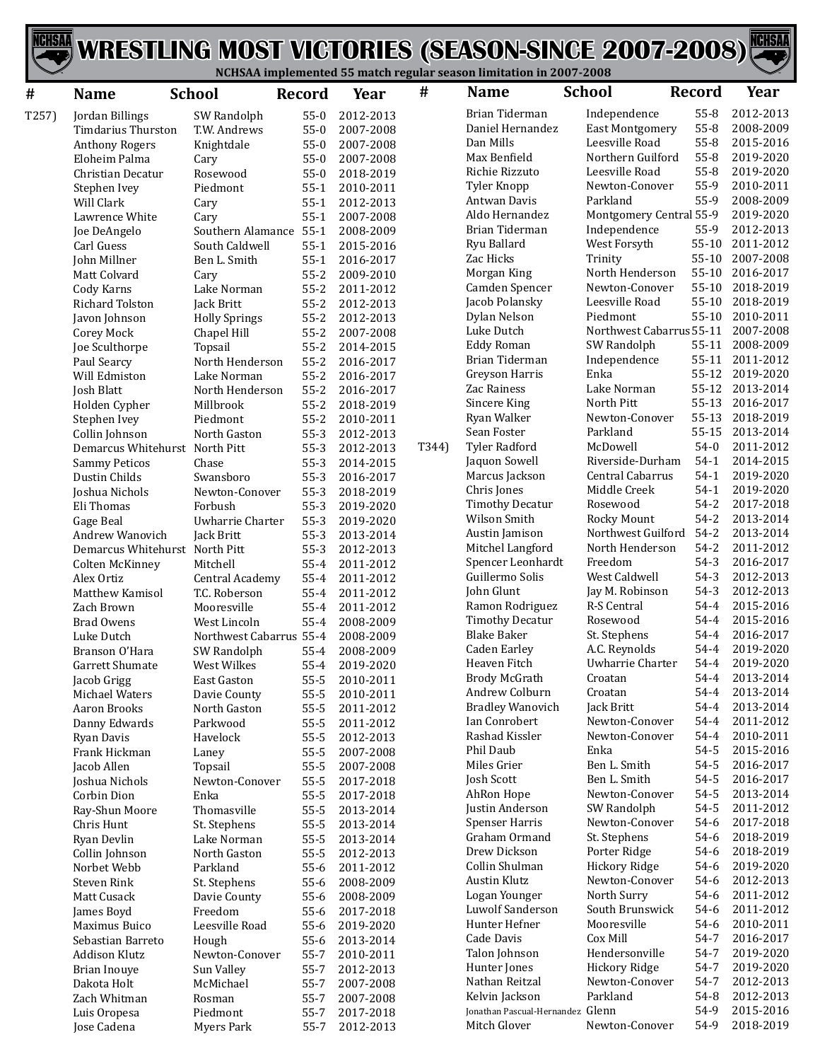# WRESTLING MOST VICTORIES (SEASON-SINCE 2007-2008)

NCHSAA implemented 55 match regular season limitation in 2007-2008

| # | Name | School | Record | Year |
|---|---|---|---|---|
| T257) | Jordan Billings | SW Randolph | 55-0 | 2012-2013 |
| | Timdarius Thurston | T.W. Andrews | 55-0 | 2007-2008 |
| | Anthony Rogers | Knightdale | 55-0 | 2007-2008 |
| | Eloheim Palma | Cary | 55-0 | 2007-2008 |
| | Christian Decatur | Rosewood | 55-0 | 2018-2019 |
| | Stephen Ivey | Piedmont | 55-1 | 2010-2011 |
| | Will Clark | Cary | 55-1 | 2012-2013 |
| | Lawrence White | Cary | 55-1 | 2007-2008 |
| | Joe DeAngelo | Southern Alamance | 55-1 | 2008-2009 |
| | Carl Guess | South Caldwell | 55-1 | 2015-2016 |
| | John Millner | Ben L. Smith | 55-1 | 2016-2017 |
| | Matt Colvard | Cary | 55-2 | 2009-2010 |
| | Cody Karns | Lake Norman | 55-2 | 2011-2012 |
| | Richard Tolston | Jack Britt | 55-2 | 2012-2013 |
| | Javon Johnson | Holly Springs | 55-2 | 2012-2013 |
| | Corey Mock | Chapel Hill | 55-2 | 2007-2008 |
| | Joe Sculthorpe | Topsail | 55-2 | 2014-2015 |
| | Paul Searcy | North Henderson | 55-2 | 2016-2017 |
| | Will Edmiston | Lake Norman | 55-2 | 2016-2017 |
| | Josh Blatt | North Henderson | 55-2 | 2016-2017 |
| | Holden Cypher | Millbrook | 55-2 | 2018-2019 |
| | Stephen Ivey | Piedmont | 55-2 | 2010-2011 |
| | Collin Johnson | North Gaston | 55-3 | 2012-2013 |
| | Demarcus Whitehurst | North Pitt | 55-3 | 2012-2013 |
| | Sammy Peticos | Chase | 55-3 | 2014-2015 |
| | Dustin Childs | Swansboro | 55-3 | 2016-2017 |
| | Joshua Nichols | Newton-Conover | 55-3 | 2018-2019 |
| | Eli Thomas | Forbush | 55-3 | 2019-2020 |
| | Gage Beal | Uwharrie Charter | 55-3 | 2019-2020 |
| | Andrew Wanovich | Jack Britt | 55-3 | 2013-2014 |
| | Demarcus Whitehurst | North Pitt | 55-3 | 2012-2013 |
| | Colten McKinney | Mitchell | 55-4 | 2011-2012 |
| | Alex Ortiz | Central Academy | 55-4 | 2011-2012 |
| | Matthew Kamisol | T.C. Roberson | 55-4 | 2011-2012 |
| | Zach Brown | Mooresville | 55-4 | 2011-2012 |
| | Brad Owens | West Lincoln | 55-4 | 2008-2009 |
| | Luke Dutch | Northwest Cabarrus | 55-4 | 2008-2009 |
| | Branson O'Hara | SW Randolph | 55-4 | 2008-2009 |
| | Garrett Shumate | West Wilkes | 55-4 | 2019-2020 |
| | Jacob Grigg | East Gaston | 55-5 | 2010-2011 |
| | Michael Waters | Davie County | 55-5 | 2010-2011 |
| | Aaron Brooks | North Gaston | 55-5 | 2011-2012 |
| | Danny Edwards | Parkwood | 55-5 | 2011-2012 |
| | Ryan Davis | Havelock | 55-5 | 2012-2013 |
| | Frank Hickman | Laney | 55-5 | 2007-2008 |
| | Jacob Allen | Topsail | 55-5 | 2007-2008 |
| | Joshua Nichols | Newton-Conover | 55-5 | 2017-2018 |
| | Corbin Dion | Enka | 55-5 | 2017-2018 |
| | Ray-Shun Moore | Thomasville | 55-5 | 2013-2014 |
| | Chris Hunt | St. Stephens | 55-5 | 2013-2014 |
| | Ryan Devlin | Lake Norman | 55-5 | 2013-2014 |
| | Collin Johnson | North Gaston | 55-5 | 2012-2013 |
| | Norbet Webb | Parkland | 55-6 | 2011-2012 |
| | Steven Rink | St. Stephens | 55-6 | 2008-2009 |
| | Matt Cusack | Davie County | 55-6 | 2008-2009 |
| | James Boyd | Freedom | 55-6 | 2017-2018 |
| | Maximus Buico | Leesville Road | 55-6 | 2019-2020 |
| | Sebastian Barreto | Hough | 55-6 | 2013-2014 |
| | Addison Klutz | Newton-Conover | 55-7 | 2010-2011 |
| | Brian Inouye | Sun Valley | 55-7 | 2012-2013 |
| | Dakota Holt | McMichael | 55-7 | 2007-2008 |
| | Zach Whitman | Rosman | 55-7 | 2007-2008 |
| | Luis Oropesa | Piedmont | 55-7 | 2017-2018 |
| | Jose Cadena | Myers Park | 55-7 | 2012-2013 |
| | Brian Tiderman | Independence | 55-8 | 2012-2013 |
| | Daniel Hernandez | East Montgomery | 55-8 | 2008-2009 |
| | Dan Mills | Leesville Road | 55-8 | 2015-2016 |
| | Max Benfield | Northern Guilford | 55-8 | 2019-2020 |
| | Richie Rizzuto | Leesville Road | 55-8 | 2019-2020 |
| | Tyler Knopp | Newton-Conover | 55-9 | 2010-2011 |
| | Antwan Davis | Parkland | 55-9 | 2008-2009 |
| | Aldo Hernandez | Montgomery Central | 55-9 | 2019-2020 |
| | Brian Tiderman | Independence | 55-9 | 2012-2013 |
| | Ryu Ballard | West Forsyth | 55-10 | 2011-2012 |
| | Zac Hicks | Trinity | 55-10 | 2007-2008 |
| | Morgan King | North Henderson | 55-10 | 2016-2017 |
| | Camden Spencer | Newton-Conover | 55-10 | 2018-2019 |
| | Jacob Polansky | Leesville Road | 55-10 | 2018-2019 |
| | Dylan Nelson | Piedmont | 55-10 | 2010-2011 |
| | Luke Dutch | Northwest Cabarrus | 55-11 | 2007-2008 |
| | Eddy Roman | SW Randolph | 55-11 | 2008-2009 |
| | Brian Tiderman | Independence | 55-11 | 2011-2012 |
| | Greyson Harris | Enka | 55-12 | 2019-2020 |
| | Zac Rainess | Lake Norman | 55-12 | 2013-2014 |
| | Sincere King | North Pitt | 55-13 | 2016-2017 |
| | Ryan Walker | Newton-Conover | 55-13 | 2018-2019 |
| | Sean Foster | Parkland | 55-15 | 2013-2014 |
| T344) | Tyler Radford | McDowell | 54-0 | 2011-2012 |
| | Jaquon Sowell | Riverside-Durham | 54-1 | 2014-2015 |
| | Marcus Jackson | Central Cabarrus | 54-1 | 2019-2020 |
| | Chris Jones | Middle Creek | 54-1 | 2019-2020 |
| | Timothy Decatur | Rosewood | 54-2 | 2017-2018 |
| | Wilson Smith | Rocky Mount | 54-2 | 2013-2014 |
| | Austin Jamison | Northwest Guilford | 54-2 | 2013-2014 |
| | Mitchel Langford | North Henderson | 54-2 | 2011-2012 |
| | Spencer Leonhardt | Freedom | 54-3 | 2016-2017 |
| | Guillermo Solis | West Caldwell | 54-3 | 2012-2013 |
| | John Glunt | Jay M. Robinson | 54-3 | 2012-2013 |
| | Ramon Rodriguez | R-S Central | 54-4 | 2015-2016 |
| | Timothy Decatur | Rosewood | 54-4 | 2015-2016 |
| | Blake Baker | St. Stephens | 54-4 | 2016-2017 |
| | Caden Earley | A.C. Reynolds | 54-4 | 2019-2020 |
| | Heaven Fitch | Uwharrie Charter | 54-4 | 2019-2020 |
| | Brody McGrath | Croatan | 54-4 | 2013-2014 |
| | Andrew Colburn | Croatan | 54-4 | 2013-2014 |
| | Bradley Wanovich | Jack Britt | 54-4 | 2013-2014 |
| | Ian Conrobert | Newton-Conover | 54-4 | 2011-2012 |
| | Rashad Kissler | Newton-Conover | 54-4 | 2010-2011 |
| | Phil Daub | Enka | 54-5 | 2015-2016 |
| | Miles Grier | Ben L. Smith | 54-5 | 2016-2017 |
| | Josh Scott | Ben L. Smith | 54-5 | 2016-2017 |
| | AhRon Hope | Newton-Conover | 54-5 | 2013-2014 |
| | Justin Anderson | SW Randolph | 54-5 | 2011-2012 |
| | Spenser Harris | Newton-Conover | 54-6 | 2017-2018 |
| | Graham Ormand | St. Stephens | 54-6 | 2018-2019 |
| | Drew Dickson | Porter Ridge | 54-6 | 2018-2019 |
| | Collin Shulman | Hickory Ridge | 54-6 | 2019-2020 |
| | Austin Klutz | Newton-Conover | 54-6 | 2012-2013 |
| | Logan Younger | North Surry | 54-6 | 2011-2012 |
| | Luwolf Sanderson | South Brunswick | 54-6 | 2011-2012 |
| | Hunter Hefner | Mooresville | 54-6 | 2010-2011 |
| | Cade Davis | Cox Mill | 54-7 | 2016-2017 |
| | Talon Johnson | Hendersonville | 54-7 | 2019-2020 |
| | Hunter Jones | Hickory Ridge | 54-7 | 2019-2020 |
| | Nathan Reitzal | Newton-Conover | 54-7 | 2012-2013 |
| | Kelvin Jackson | Parkland | 54-8 | 2012-2013 |
| | Jonathan Pascual-Hernandez | Glenn | 54-9 | 2015-2016 |
| | Mitch Glover | Newton-Conover | 54-9 | 2018-2019 |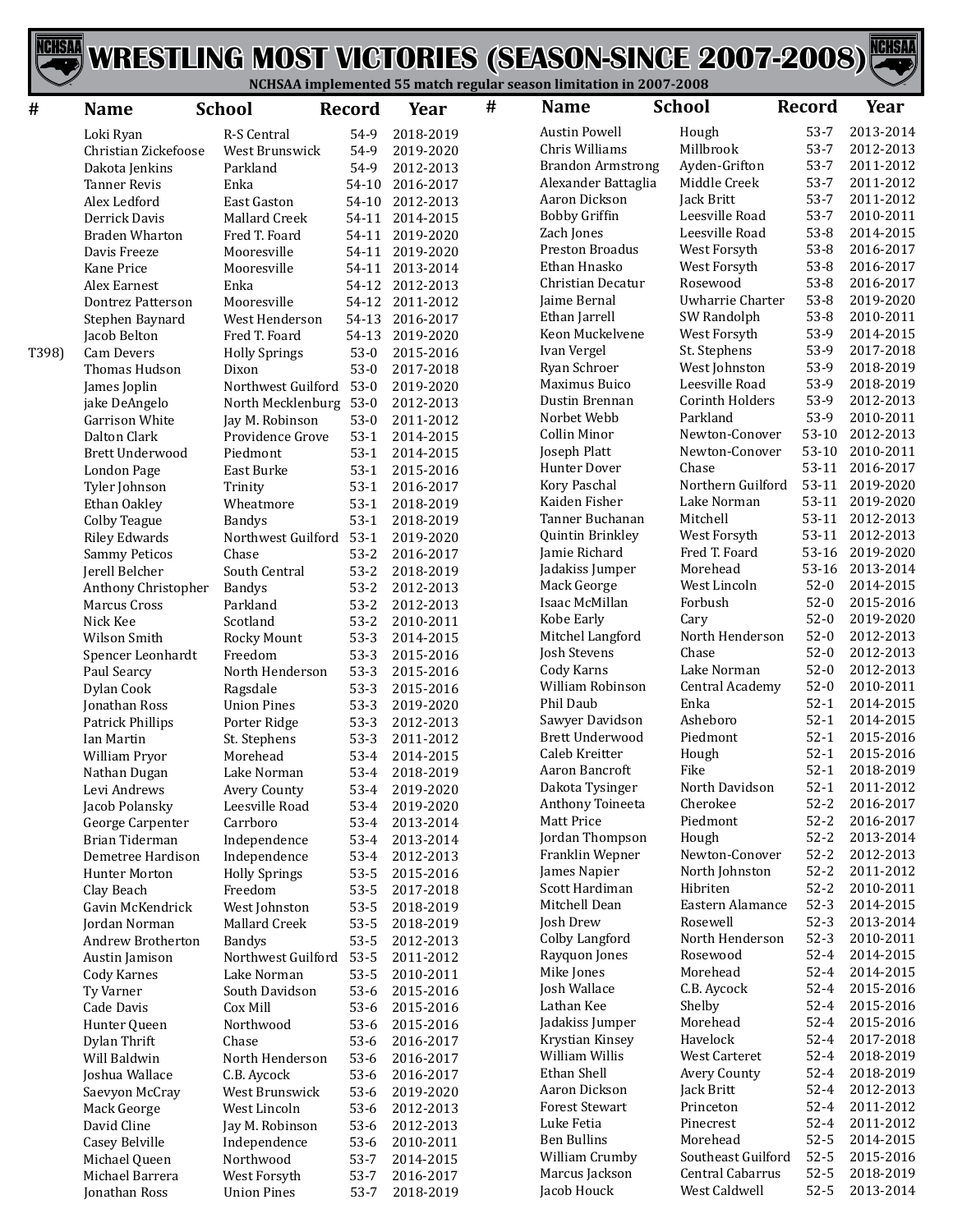# WRESTLING MOST VICTORIES (SEASON-SINCE 2007-2008)

NCHSAA implemented 55 match regular season limitation in 2007-2008

| # | Name | School | Record | Year |
|---|---|---|---|---|
| | Loki Ryan | R-S Central | 54-9 | 2018-2019 |
| | Christian Zickefoose | West Brunswick | 54-9 | 2019-2020 |
| | Dakota Jenkins | Parkland | 54-9 | 2012-2013 |
| | Tanner Revis | Enka | 54-10 | 2016-2017 |
| | Alex Ledford | East Gaston | 54-10 | 2012-2013 |
| | Derrick Davis | Mallard Creek | 54-11 | 2014-2015 |
| | Braden Wharton | Fred T. Foard | 54-11 | 2019-2020 |
| | Davis Freeze | Mooresville | 54-11 | 2019-2020 |
| | Kane Price | Mooresville | 54-11 | 2013-2014 |
| | Alex Earnest | Enka | 54-12 | 2012-2013 |
| | Dontrez Patterson | Mooresville | 54-12 | 2011-2012 |
| | Stephen Baynard | West Henderson | 54-13 | 2016-2017 |
| | Jacob Belton | Fred T. Foard | 54-13 | 2019-2020 |
| T398) | Cam Devers | Holly Springs | 53-0 | 2015-2016 |
| | Thomas Hudson | Dixon | 53-0 | 2017-2018 |
| | James Joplin | Northwest Guilford | 53-0 | 2019-2020 |
| | jake DeAngelo | North Mecklenburg | 53-0 | 2012-2013 |
| | Garrison White | Jay M. Robinson | 53-0 | 2011-2012 |
| | Dalton Clark | Providence Grove | 53-1 | 2014-2015 |
| | Brett Underwood | Piedmont | 53-1 | 2014-2015 |
| | London Page | East Burke | 53-1 | 2015-2016 |
| | Tyler Johnson | Trinity | 53-1 | 2016-2017 |
| | Ethan Oakley | Wheatmore | 53-1 | 2018-2019 |
| | Colby Teague | Bandys | 53-1 | 2018-2019 |
| | Riley Edwards | Northwest Guilford | 53-1 | 2019-2020 |
| | Sammy Peticos | Chase | 53-2 | 2016-2017 |
| | Jerell Belcher | South Central | 53-2 | 2018-2019 |
| | Anthony Christopher | Bandys | 53-2 | 2012-2013 |
| | Marcus Cross | Parkland | 53-2 | 2012-2013 |
| | Nick Kee | Scotland | 53-2 | 2010-2011 |
| | Wilson Smith | Rocky Mount | 53-3 | 2014-2015 |
| | Spencer Leonhardt | Freedom | 53-3 | 2015-2016 |
| | Paul Searcy | North Henderson | 53-3 | 2015-2016 |
| | Dylan Cook | Ragsdale | 53-3 | 2015-2016 |
| | Jonathan Ross | Union Pines | 53-3 | 2019-2020 |
| | Patrick Phillips | Porter Ridge | 53-3 | 2012-2013 |
| | Ian Martin | St. Stephens | 53-3 | 2011-2012 |
| | William Pryor | Morehead | 53-4 | 2014-2015 |
| | Nathan Dugan | Lake Norman | 53-4 | 2018-2019 |
| | Levi Andrews | Avery County | 53-4 | 2019-2020 |
| | Jacob Polansky | Leesville Road | 53-4 | 2019-2020 |
| | George Carpenter | Carrboro | 53-4 | 2013-2014 |
| | Brian Tiderman | Independence | 53-4 | 2013-2014 |
| | Demetree Hardison | Independence | 53-4 | 2012-2013 |
| | Hunter Morton | Holly Springs | 53-5 | 2015-2016 |
| | Clay Beach | Freedom | 53-5 | 2017-2018 |
| | Gavin McKendrick | West Johnston | 53-5 | 2018-2019 |
| | Jordan Norman | Mallard Creek | 53-5 | 2018-2019 |
| | Andrew Brotherton | Bandys | 53-5 | 2012-2013 |
| | Austin Jamison | Northwest Guilford | 53-5 | 2011-2012 |
| | Cody Karnes | Lake Norman | 53-5 | 2010-2011 |
| | Ty Varner | South Davidson | 53-6 | 2015-2016 |
| | Cade Davis | Cox Mill | 53-6 | 2015-2016 |
| | Hunter Queen | Northwood | 53-6 | 2015-2016 |
| | Dylan Thrift | Chase | 53-6 | 2016-2017 |
| | Will Baldwin | North Henderson | 53-6 | 2016-2017 |
| | Joshua Wallace | C.B. Aycock | 53-6 | 2016-2017 |
| | Saevyon McCray | West Brunswick | 53-6 | 2019-2020 |
| | Mack George | West Lincoln | 53-6 | 2012-2013 |
| | David Cline | Jay M. Robinson | 53-6 | 2012-2013 |
| | Casey Belville | Independence | 53-6 | 2010-2011 |
| | Michael Queen | Northwood | 53-7 | 2014-2015 |
| | Michael Barrera | West Forsyth | 53-7 | 2016-2017 |
| | Jonathan Ross | Union Pines | 53-7 | 2018-2019 |
| | Austin Powell | Hough | 53-7 | 2013-2014 |
| | Chris Williams | Millbrook | 53-7 | 2012-2013 |
| | Brandon Armstrong | Ayden-Grifton | 53-7 | 2011-2012 |
| | Alexander Battaglia | Middle Creek | 53-7 | 2011-2012 |
| | Aaron Dickson | Jack Britt | 53-7 | 2011-2012 |
| | Bobby Griffin | Leesville Road | 53-7 | 2010-2011 |
| | Zach Jones | Leesville Road | 53-8 | 2014-2015 |
| | Preston Broadus | West Forsyth | 53-8 | 2016-2017 |
| | Ethan Hnasko | West Forsyth | 53-8 | 2016-2017 |
| | Christian Decatur | Rosewood | 53-8 | 2016-2017 |
| | Jaime Bernal | Uwharrie Charter | 53-8 | 2019-2020 |
| | Ethan Jarrell | SW Randolph | 53-8 | 2010-2011 |
| | Keon Muckelvene | West Forsyth | 53-9 | 2014-2015 |
| | Ivan Vergel | St. Stephens | 53-9 | 2017-2018 |
| | Ryan Schroer | West Johnston | 53-9 | 2018-2019 |
| | Maximus Buico | Leesville Road | 53-9 | 2018-2019 |
| | Dustin Brennan | Corinth Holders | 53-9 | 2012-2013 |
| | Norbet Webb | Parkland | 53-9 | 2010-2011 |
| | Collin Minor | Newton-Conover | 53-10 | 2012-2013 |
| | Joseph Platt | Newton-Conover | 53-10 | 2010-2011 |
| | Hunter Dover | Chase | 53-11 | 2016-2017 |
| | Kory Paschal | Northern Guilford | 53-11 | 2019-2020 |
| | Kaiden Fisher | Lake Norman | 53-11 | 2019-2020 |
| | Tanner Buchanan | Mitchell | 53-11 | 2012-2013 |
| | Quintin Brinkley | West Forsyth | 53-11 | 2012-2013 |
| | Jamie Richard | Fred T. Foard | 53-16 | 2019-2020 |
| | Jadakiss Jumper | Morehead | 53-16 | 2013-2014 |
| | Mack George | West Lincoln | 52-0 | 2014-2015 |
| | Isaac McMillan | Forbush | 52-0 | 2015-2016 |
| | Kobe Early | Cary | 52-0 | 2019-2020 |
| | Mitchel Langford | North Henderson | 52-0 | 2012-2013 |
| | Josh Stevens | Chase | 52-0 | 2012-2013 |
| | Cody Karns | Lake Norman | 52-0 | 2012-2013 |
| | William Robinson | Central Academy | 52-0 | 2010-2011 |
| | Phil Daub | Enka | 52-1 | 2014-2015 |
| | Sawyer Davidson | Asheboro | 52-1 | 2014-2015 |
| | Brett Underwood | Piedmont | 52-1 | 2015-2016 |
| | Caleb Kreitter | Hough | 52-1 | 2015-2016 |
| | Aaron Bancroft | Fike | 52-1 | 2018-2019 |
| | Dakota Tysinger | North Davidson | 52-1 | 2011-2012 |
| | Anthony Toineeta | Cherokee | 52-2 | 2016-2017 |
| | Matt Price | Piedmont | 52-2 | 2016-2017 |
| | Jordan Thompson | Hough | 52-2 | 2013-2014 |
| | Franklin Wepner | Newton-Conover | 52-2 | 2012-2013 |
| | James Napier | North Johnston | 52-2 | 2011-2012 |
| | Scott Hardiman | Hibriten | 52-2 | 2010-2011 |
| | Mitchell Dean | Eastern Alamance | 52-3 | 2014-2015 |
| | Josh Drew | Rosewell | 52-3 | 2013-2014 |
| | Colby Langford | North Henderson | 52-3 | 2010-2011 |
| | Rayquon Jones | Rosewood | 52-4 | 2014-2015 |
| | Mike Jones | Morehead | 52-4 | 2014-2015 |
| | Josh Wallace | C.B. Aycock | 52-4 | 2015-2016 |
| | Lathan Kee | Shelby | 52-4 | 2015-2016 |
| | Jadakiss Jumper | Morehead | 52-4 | 2015-2016 |
| | Krystian Kinsey | Havelock | 52-4 | 2017-2018 |
| | William Willis | West Carteret | 52-4 | 2018-2019 |
| | Ethan Shell | Avery County | 52-4 | 2018-2019 |
| | Aaron Dickson | Jack Britt | 52-4 | 2012-2013 |
| | Forest Stewart | Princeton | 52-4 | 2011-2012 |
| | Luke Fetia | Pinecrest | 52-4 | 2011-2012 |
| | Ben Bullins | Morehead | 52-5 | 2014-2015 |
| | William Crumby | Southeast Guilford | 52-5 | 2015-2016 |
| | Marcus Jackson | Central Cabarrus | 52-5 | 2018-2019 |
| | Jacob Houck | West Caldwell | 52-5 | 2013-2014 |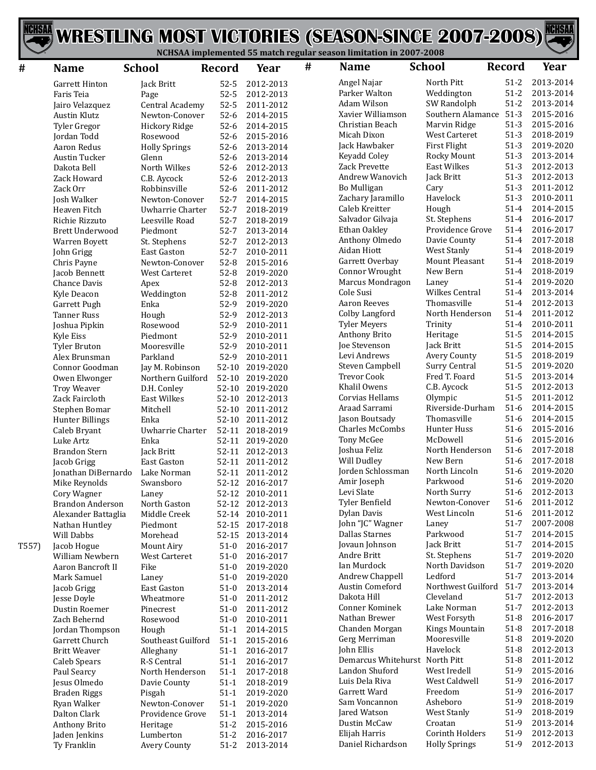# WRESTLING MOST VICTORIES (SEASON-SINCE 2007-2008)

NCHSAA implemented 55 match regular season limitation in 2007-2008

| # | Name | School | Record | Year |
|---|---|---|---|---|
| | Garrett Hinton | Jack Britt | 52-5 | 2012-2013 |
| | Faris Teia | Page | 52-5 | 2012-2013 |
| | Jairo Velazquez | Central Academy | 52-5 | 2011-2012 |
| | Austin Klutz | Newton-Conover | 52-6 | 2014-2015 |
| | Tyler Gregor | Hickory Ridge | 52-6 | 2014-2015 |
| | Jordan Todd | Rosewood | 52-6 | 2015-2016 |
| | Aaron Redus | Holly Springs | 52-6 | 2013-2014 |
| | Austin Tucker | Glenn | 52-6 | 2013-2014 |
| | Dakota Bell | North Wilkes | 52-6 | 2012-2013 |
| | Zack Howard | C.B. Aycock | 52-6 | 2012-2013 |
| | Zack Orr | Robbinsville | 52-6 | 2011-2012 |
| | Josh Walker | Newton-Conover | 52-7 | 2014-2015 |
| | Heaven Fitch | Uwharrie Charter | 52-7 | 2018-2019 |
| | Richie Rizzuto | Leesville Road | 52-7 | 2018-2019 |
| | Brett Underwood | Piedmont | 52-7 | 2013-2014 |
| | Warren Boyett | St. Stephens | 52-7 | 2012-2013 |
| | John Grigg | East Gaston | 52-7 | 2010-2011 |
| | Chris Payne | Newton-Conover | 52-8 | 2015-2016 |
| | Jacob Bennett | West Carteret | 52-8 | 2019-2020 |
| | Chance Davis | Apex | 52-8 | 2012-2013 |
| | Kyle Deacon | Weddington | 52-8 | 2011-2012 |
| | Garrett Pugh | Enka | 52-9 | 2019-2020 |
| | Tanner Russ | Hough | 52-9 | 2012-2013 |
| | Joshua Pipkin | Rosewood | 52-9 | 2010-2011 |
| | Kyle Eiss | Piedmont | 52-9 | 2010-2011 |
| | Tyler Bruton | Mooresville | 52-9 | 2010-2011 |
| | Alex Brunsman | Parkland | 52-9 | 2010-2011 |
| | Connor Goodman | Jay M. Robinson | 52-10 | 2019-2020 |
| | Owen Elwonger | Northern Guilford | 52-10 | 2019-2020 |
| | Troy Weaver | D.H. Conley | 52-10 | 2019-2020 |
| | Zack Faircloth | East Wilkes | 52-10 | 2012-2013 |
| | Stephen Bomar | Mitchell | 52-10 | 2011-2012 |
| | Hunter Billings | Enka | 52-10 | 2011-2012 |
| | Caleb Bryant | Uwharrie Charter | 52-11 | 2018-2019 |
| | Luke Artz | Enka | 52-11 | 2019-2020 |
| | Brandon Stern | Jack Britt | 52-11 | 2012-2013 |
| | Jacob Grigg | East Gaston | 52-11 | 2011-2012 |
| | Jonathan DiBernardo | Lake Norman | 52-11 | 2011-2012 |
| | Mike Reynolds | Swansboro | 52-12 | 2016-2017 |
| | Cory Wagner | Laney | 52-12 | 2010-2011 |
| | Brandon Anderson | North Gaston | 52-12 | 2012-2013 |
| | Alexander Battaglia | Middle Creek | 52-14 | 2010-2011 |
| | Nathan Huntley | Piedmont | 52-15 | 2017-2018 |
| | Will Dabbs | Morehead | 52-15 | 2013-2014 |
| T557) | Jacob Hogue | Mount Airy | 51-0 | 2016-2017 |
| | William Newbern | West Carteret | 51-0 | 2016-2017 |
| | Aaron Bancroft II | Fike | 51-0 | 2019-2020 |
| | Mark Samuel | Laney | 51-0 | 2019-2020 |
| | Jacob Grigg | East Gaston | 51-0 | 2013-2014 |
| | Jesse Doyle | Wheatmore | 51-0 | 2011-2012 |
| | Dustin Roemer | Pinecrest | 51-0 | 2011-2012 |
| | Zach Behernd | Rosewood | 51-0 | 2010-2011 |
| | Jordan Thompson | Hough | 51-1 | 2014-2015 |
| | Garrett Church | Southeast Guilford | 51-1 | 2015-2016 |
| | Britt Weaver | Alleghany | 51-1 | 2016-2017 |
| | Caleb Spears | R-S Central | 51-1 | 2016-2017 |
| | Paul Searcy | North Henderson | 51-1 | 2017-2018 |
| | Jesus Olmedo | Davie County | 51-1 | 2018-2019 |
| | Braden Riggs | Pisgah | 51-1 | 2019-2020 |
| | Ryan Walker | Newton-Conover | 51-1 | 2019-2020 |
| | Dalton Clark | Providence Grove | 51-1 | 2013-2014 |
| | Anthony Brito | Heritage | 51-2 | 2015-2016 |
| | Jaden Jenkins | Lumberton | 51-2 | 2016-2017 |
| | Ty Franklin | Avery County | 51-2 | 2013-2014 |
| | Angel Najar | North Pitt | 51-2 | 2013-2014 |
| | Parker Walton | Weddington | 51-2 | 2013-2014 |
| | Adam Wilson | SW Randolph | 51-2 | 2013-2014 |
| | Xavier Williamson | Southern Alamance | 51-3 | 2015-2016 |
| | Christian Beach | Marvin Ridge | 51-3 | 2015-2016 |
| | Micah Dixon | West Carteret | 51-3 | 2018-2019 |
| | Jack Hawbaker | First Flight | 51-3 | 2019-2020 |
| | Keyadd Coley | Rocky Mount | 51-3 | 2013-2014 |
| | Zack Prevette | East Wilkes | 51-3 | 2012-2013 |
| | Andrew Wanovich | Jack Britt | 51-3 | 2012-2013 |
| | Bo Mulligan | Cary | 51-3 | 2011-2012 |
| | Zachary Jaramillo | Havelock | 51-3 | 2010-2011 |
| | Caleb Kreitter | Hough | 51-4 | 2014-2015 |
| | Salvador Gilvaja | St. Stephens | 51-4 | 2016-2017 |
| | Ethan Oakley | Providence Grove | 51-4 | 2016-2017 |
| | Anthony Olmedo | Davie County | 51-4 | 2017-2018 |
| | Aidan Hiott | West Stanly | 51-4 | 2018-2019 |
| | Garrett Overbay | Mount Pleasant | 51-4 | 2018-2019 |
| | Connor Wrought | New Bern | 51-4 | 2018-2019 |
| | Marcus Mondragon | Laney | 51-4 | 2019-2020 |
| | Cole Susi | Wilkes Central | 51-4 | 2013-2014 |
| | Aaron Reeves | Thomasville | 51-4 | 2012-2013 |
| | Colby Langford | North Henderson | 51-4 | 2011-2012 |
| | Tyler Meyers | Trinity | 51-4 | 2010-2011 |
| | Anthony Brito | Heritage | 51-5 | 2014-2015 |
| | Joe Stevenson | Jack Britt | 51-5 | 2014-2015 |
| | Levi Andrews | Avery County | 51-5 | 2018-2019 |
| | Steven Campbell | Surry Central | 51-5 | 2019-2020 |
| | Trevor Cook | Fred T. Foard | 51-5 | 2013-2014 |
| | Khalil Owens | C.B. Aycock | 51-5 | 2012-2013 |
| | Corvias Hellams | Olympic | 51-5 | 2011-2012 |
| | Araad Sarrami | Riverside-Durham | 51-6 | 2014-2015 |
| | Jason Boutsady | Thomasville | 51-6 | 2014-2015 |
| | Charles McCombs | Hunter Huss | 51-6 | 2015-2016 |
| | Tony McGee | McDowell | 51-6 | 2015-2016 |
| | Joshua Feliz | North Henderson | 51-6 | 2017-2018 |
| | Will Dudley | New Bern | 51-6 | 2017-2018 |
| | Jorden Schlossman | North Lincoln | 51-6 | 2019-2020 |
| | Amir Joseph | Parkwood | 51-6 | 2019-2020 |
| | Levi Slate | North Surry | 51-6 | 2012-2013 |
| | Tyler Benfield | Newton-Conover | 51-6 | 2011-2012 |
| | Dylan Davis | West Lincoln | 51-6 | 2011-2012 |
| | John "JC" Wagner | Laney | 51-7 | 2007-2008 |
| | Dallas Starnes | Parkwood | 51-7 | 2014-2015 |
| | Jovaun Johnson | Jack Britt | 51-7 | 2014-2015 |
| | Andre Britt | St. Stephens | 51-7 | 2019-2020 |
| | Ian Murdock | North Davidson | 51-7 | 2019-2020 |
| | Andrew Chappell | Ledford | 51-7 | 2013-2014 |
| | Austin Comeford | Northwest Guilford | 51-7 | 2013-2014 |
| | Dakota Hill | Cleveland | 51-7 | 2012-2013 |
| | Conner Kominek | Lake Norman | 51-7 | 2012-2013 |
| | Nathan Brewer | West Forsyth | 51-8 | 2016-2017 |
| | Chanden Morgan | Kings Mountain | 51-8 | 2017-2018 |
| | Gerg Merriman | Mooresville | 51-8 | 2019-2020 |
| | John Ellis | Havelock | 51-8 | 2012-2013 |
| | Demarcus Whitehurst | North Pitt | 51-8 | 2011-2012 |
| | Landon Shuford | West Iredell | 51-9 | 2015-2016 |
| | Luis Dela Riva | West Caldwell | 51-9 | 2016-2017 |
| | Garrett Ward | Freedom | 51-9 | 2016-2017 |
| | Sam Voncannon | Asheboro | 51-9 | 2018-2019 |
| | Jared Watson | West Stanly | 51-9 | 2018-2019 |
| | Dustin McCaw | Croatan | 51-9 | 2013-2014 |
| | Elijah Harris | Corinth Holders | 51-9 | 2012-2013 |
| | Daniel Richardson | Holly Springs | 51-9 | 2012-2013 |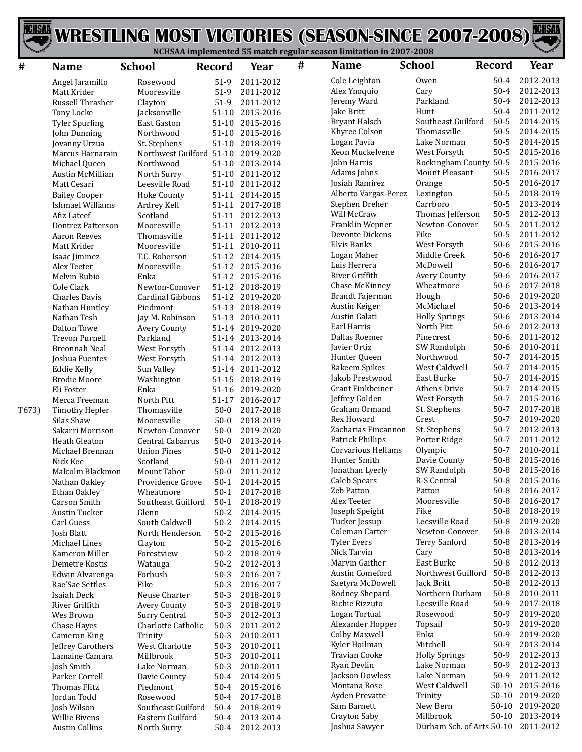# WRESTLING MOST VICTORIES (SEASON-SINCE 2007-2008)

NCHSAA implemented 55 match regular season limitation in 2007-2008

| # | Name | School | Record | Year |
|---|---|---|---|---|
| | Angel Jaramillo | Rosewood | 51-9 | 2011-2012 |
| | Matt Krider | Mooresville | 51-9 | 2011-2012 |
| | Russell Thrasher | Clayton | 51-9 | 2011-2012 |
| | Tony Locke | Jacksonville | 51-10 | 2015-2016 |
| | Tyler Spurling | East Gaston | 51-10 | 2015-2016 |
| | John Dunning | Northwood | 51-10 | 2015-2016 |
| | Jovanny Urzua | St. Stephens | 51-10 | 2018-2019 |
| | Marcus Harnarain | Northwest Guilford | 51-10 | 2019-2020 |
| | Michael Queen | Northwood | 51-10 | 2013-2014 |
| | Austin McMillian | North Surry | 51-10 | 2011-2012 |
| | Matt Cesari | Leesville Road | 51-10 | 2011-2012 |
| | Bailey Cooper | Hoke County | 51-11 | 2014-2015 |
| | Ishmael Williams | Ardrey Kell | 51-11 | 2017-2018 |
| | Afiz Lateef | Scotland | 51-11 | 2012-2013 |
| | Dontrez Patterson | Mooresville | 51-11 | 2012-2013 |
| | Aaron Reeves | Thomasville | 51-11 | 2011-2012 |
| | Matt Krider | Mooresville | 51-11 | 2010-2011 |
| | Isaac Jiminez | T.C. Roberson | 51-12 | 2014-2015 |
| | Alex Teeter | Mooresville | 51-12 | 2015-2016 |
| | Melvin Rubio | Enka | 51-12 | 2015-2016 |
| | Cole Clark | Newton-Conover | 51-12 | 2018-2019 |
| | Charles Davis | Cardinal Gibbons | 51-12 | 2019-2020 |
| | Nathan Huntley | Piedmont | 51-13 | 2018-2019 |
| | Nathan Tesh | Jay M. Robinson | 51-13 | 2010-2011 |
| | Dalton Towe | Avery County | 51-14 | 2019-2020 |
| | Trevon Purnell | Parkland | 51-14 | 2013-2014 |
| | Breonnah Neal | West Forsyth | 51-14 | 2012-2013 |
| | Joshua Fuentes | West Forsyth | 51-14 | 2012-2013 |
| | Eddie Kelly | Sun Valley | 51-14 | 2011-2012 |
| | Brodie Moore | Washington | 51-15 | 2018-2019 |
| | Eli Foster | Enka | 51-16 | 2019-2020 |
| | Mecca Freeman | North Pitt | 51-17 | 2016-2017 |
| T673) | Timothy Hepler | Thomasville | 50-0 | 2017-2018 |
| | Silas Shaw | Mooresville | 50-0 | 2018-2019 |
| | Sakarri Morrison | Newton-Conover | 50-0 | 2019-2020 |
| | Heath Gleaton | Central Cabarrus | 50-0 | 2013-2014 |
| | Michael Brennan | Union Pines | 50-0 | 2011-2012 |
| | Nick Kee | Scotland | 50-0 | 2011-2012 |
| | Malcolm Blackmon | Mount Tabor | 50-0 | 2011-2012 |
| | Nathan Oakley | Providence Grove | 50-1 | 2014-2015 |
| | Ethan Oakley | Wheatmore | 50-1 | 2017-2018 |
| | Carson Smith | Southeast Guilford | 50-1 | 2018-2019 |
| | Austin Tucker | Glenn | 50-2 | 2014-2015 |
| | Carl Guess | South Caldwell | 50-2 | 2014-2015 |
| | Josh Blatt | North Henderson | 50-2 | 2015-2016 |
| | Michael Lines | Clayton | 50-2 | 2015-2016 |
| | Kameron Miller | Forestview | 50-2 | 2018-2019 |
| | Demetre Kostis | Watauga | 50-2 | 2012-2013 |
| | Edwin Alvarenga | Forbush | 50-3 | 2016-2017 |
| | Rae'Sae Settles | Fike | 50-3 | 2016-2017 |
| | Isaiah Deck | Neuse Charter | 50-3 | 2018-2019 |
| | River Griffith | Avery County | 50-3 | 2018-2019 |
| | Wes Brown | Surry Central | 50-3 | 2012-2013 |
| | Chase Hayes | Charlotte Catholic | 50-3 | 2011-2012 |
| | Cameron King | Trinity | 50-3 | 2010-2011 |
| | Jeffrey Carothers | West Charlotte | 50-3 | 2010-2011 |
| | Lamaine Camara | Millbrook | 50-3 | 2010-2011 |
| | Josh Smith | Lake Norman | 50-3 | 2010-2011 |
| | Parker Correll | Davie County | 50-4 | 2014-2015 |
| | Thomas Flitz | Piedmont | 50-4 | 2015-2016 |
| | Jordan Todd | Rosewood | 50-4 | 2017-2018 |
| | Josh Wilson | Southeast Guilford | 50-4 | 2018-2019 |
| | Willie Bivens | Eastern Guilford | 50-4 | 2013-2014 |
| | Austin Collins | North Surry | 50-4 | 2012-2013 |
| | Cole Leighton | Owen | 50-4 | 2012-2013 |
| | Alex Ynoquio | Cary | 50-4 | 2012-2013 |
| | Jeremy Ward | Parkland | 50-4 | 2012-2013 |
| | Jake Britt | Hunt | 50-4 | 2011-2012 |
| | Bryant Halsch | Southeast Guilford | 50-5 | 2014-2015 |
| | Khyree Colson | Thomasville | 50-5 | 2014-2015 |
| | Logan Pavia | Lake Norman | 50-5 | 2014-2015 |
| | Keon Muckelvene | West Forsyth | 50-5 | 2015-2016 |
| | John Harris | Rockingham County | 50-5 | 2015-2016 |
| | Adams Johns | Mount Pleasant | 50-5 | 2016-2017 |
| | Josiah Ramirez | Orange | 50-5 | 2016-2017 |
| | Alberto Vargas-Perez | Lexington | 50-5 | 2018-2019 |
| | Stephen Dreher | Carrboro | 50-5 | 2013-2014 |
| | Will McCraw | Thomas Jefferson | 50-5 | 2012-2013 |
| | Franklin Wepner | Newton-Conover | 50-5 | 2011-2012 |
| | Devonte Dickens | Fike | 50-5 | 2011-2012 |
| | Elvis Banks | West Forsyth | 50-6 | 2015-2016 |
| | Logan Maher | Middle Creek | 50-6 | 2016-2017 |
| | Luis Herrera | McDowell | 50-6 | 2016-2017 |
| | River Griffith | Avery County | 50-6 | 2016-2017 |
| | Chase McKinney | Wheatmore | 50-6 | 2017-2018 |
| | Brandt Fajerman | Hough | 50-6 | 2019-2020 |
| | Austin Keiger | McMichael | 50-6 | 2013-2014 |
| | Austin Galati | Holly Springs | 50-6 | 2013-2014 |
| | Earl Harris | North Pitt | 50-6 | 2012-2013 |
| | Dallas Roemer | Pinecrest | 50-6 | 2011-2012 |
| | Javier Ortiz | SW Randolph | 50-6 | 2010-2011 |
| | Hunter Queen | Northwood | 50-7 | 2014-2015 |
| | Rakeem Spikes | West Caldwell | 50-7 | 2014-2015 |
| | Jakob Prestwood | East Burke | 50-7 | 2014-2015 |
| | Grant Finkbeiner | Athens Drive | 50-7 | 2014-2015 |
| | Jeffrey Golden | West Forsyth | 50-7 | 2015-2016 |
| | Graham Ormand | St. Stephens | 50-7 | 2017-2018 |
| | Rex Howard | Crest | 50-7 | 2019-2020 |
| | Zacharias Fincannon | St. Stephens | 50-7 | 2012-2013 |
| | Patrick Phillips | Porter Ridge | 50-7 | 2011-2012 |
| | Corvarious Hellams | Olympic | 50-7 | 2010-2011 |
| | Hunter Smith | Davie County | 50-8 | 2015-2016 |
| | Jonathan Lyerly | SW Randolph | 50-8 | 2015-2016 |
| | Caleb Spears | R-S Central | 50-8 | 2015-2016 |
| | Zeb Patton | Patton | 50-8 | 2016-2017 |
| | Alex Teeter | Mooresville | 50-8 | 2016-2017 |
| | Joseph Speight | Fike | 50-8 | 2018-2019 |
| | Tucker Jessup | Leesville Road | 50-8 | 2019-2020 |
| | Coleman Carter | Newton-Conover | 50-8 | 2013-2014 |
| | Tyler Evers | Terry Sanford | 50-8 | 2013-2014 |
| | Nick Tarvin | Cary | 50-8 | 2013-2014 |
| | Marvin Gaither | East Burke | 50-8 | 2012-2013 |
| | Austin Comeford | Northwest Guilford | 50-8 | 2012-2013 |
| | Saetyra McDowell | Jack Britt | 50-8 | 2012-2013 |
| | Rodney Shepard | Northern Durham | 50-8 | 2010-2011 |
| | Richie Rizzuto | Leesville Road | 50-9 | 2017-2018 |
| | Logan Tortual | Rosewood | 50-9 | 2019-2020 |
| | Alexander Hopper | Topsail | 50-9 | 2019-2020 |
| | Colby Maxwell | Enka | 50-9 | 2019-2020 |
| | Kyler Hoilman | Mitchell | 50-9 | 2013-2014 |
| | Travian Cooke | Holly Springs | 50-9 | 2012-2013 |
| | Ryan Devlin | Lake Norman | 50-9 | 2012-2013 |
| | Jackson Dowless | Lake Norman | 50-9 | 2011-2012 |
| | Montana Rose | West Caldwell | 50-10 | 2015-2016 |
| | Ayden Prevatte | Trinity | 50-10 | 2019-2020 |
| | Sam Barnett | New Bern | 50-10 | 2019-2020 |
| | Crayton Saby | Millbrook | 50-10 | 2013-2014 |
| | Joshua Sawyer | Durham Sch. of Arts | 50-10 | 2011-2012 |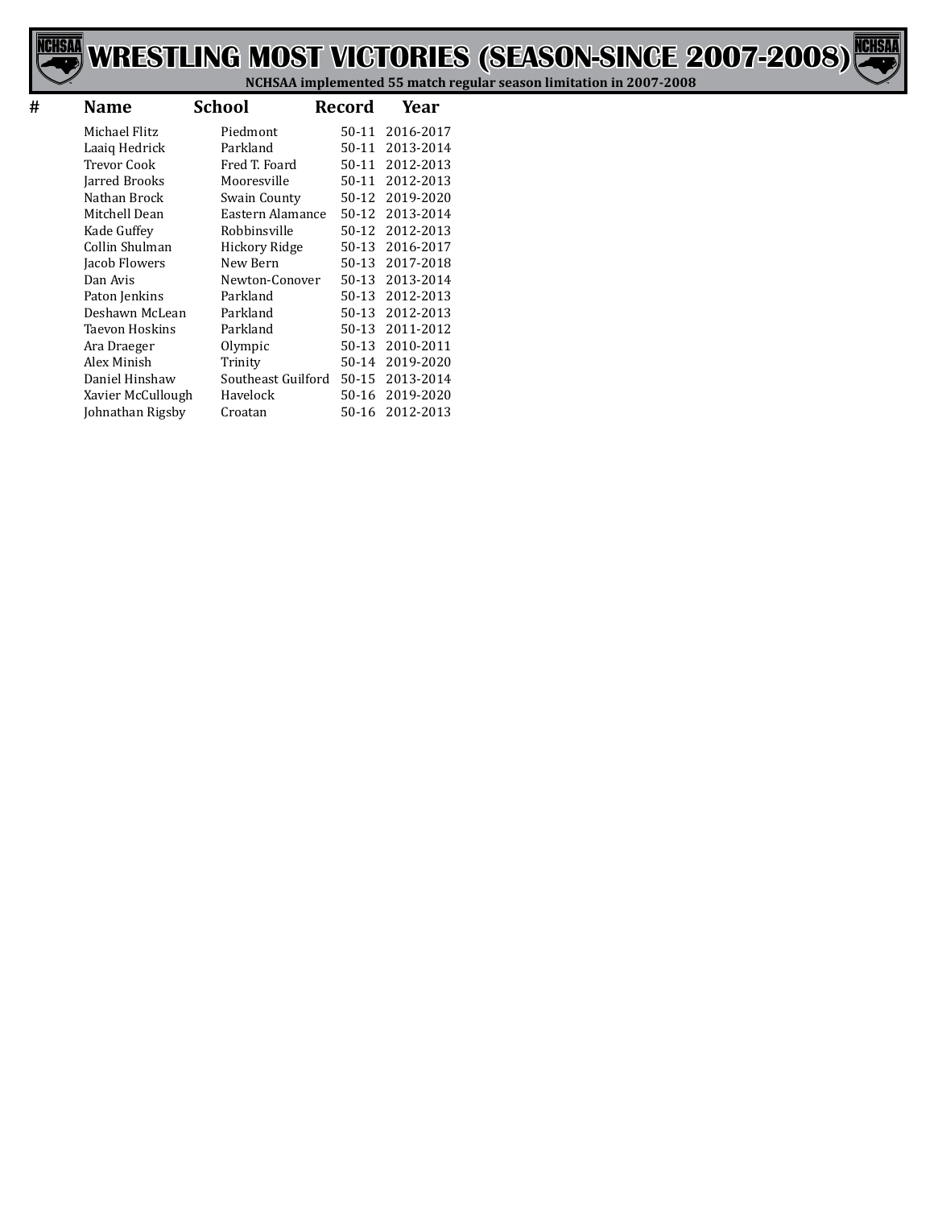# WRESTLING MOST VICTORIES (SEASON-SINCE 2007-2008)

**NCHSAA implemented 55 match regular season limitation in 2007-2008**

| # | Name | School | Record | Year |
|---|---|---|---|---|
| | Michael Flitz | Piedmont | 50-11 | 2016-2017 |
| | Laaiq Hedrick | Parkland | 50-11 | 2013-2014 |
| | Trevor Cook | Fred T. Foard | 50-11 | 2012-2013 |
| | Jarred Brooks | Mooresville | 50-11 | 2012-2013 |
| | Nathan Brock | Swain County | 50-12 | 2019-2020 |
| | Mitchell Dean | Eastern Alamance | 50-12 | 2013-2014 |
| | Kade Guffey | Robbinsville | 50-12 | 2012-2013 |
| | Collin Shulman | Hickory Ridge | 50-13 | 2016-2017 |
| | Jacob Flowers | New Bern | 50-13 | 2017-2018 |
| | Dan Avis | Newton-Conover | 50-13 | 2013-2014 |
| | Paton Jenkins | Parkland | 50-13 | 2012-2013 |
| | Deshawn McLean | Parkland | 50-13 | 2012-2013 |
| | Taevon Hoskins | Parkland | 50-13 | 2011-2012 |
| | Ara Draeger | Olympic | 50-13 | 2010-2011 |
| | Alex Minish | Trinity | 50-14 | 2019-2020 |
| | Daniel Hinshaw | Southeast Guilford | 50-15 | 2013-2014 |
| | Xavier McCullough | Havelock | 50-16 | 2019-2020 |
| | Johnathan Rigsby | Croatan | 50-16 | 2012-2013 |